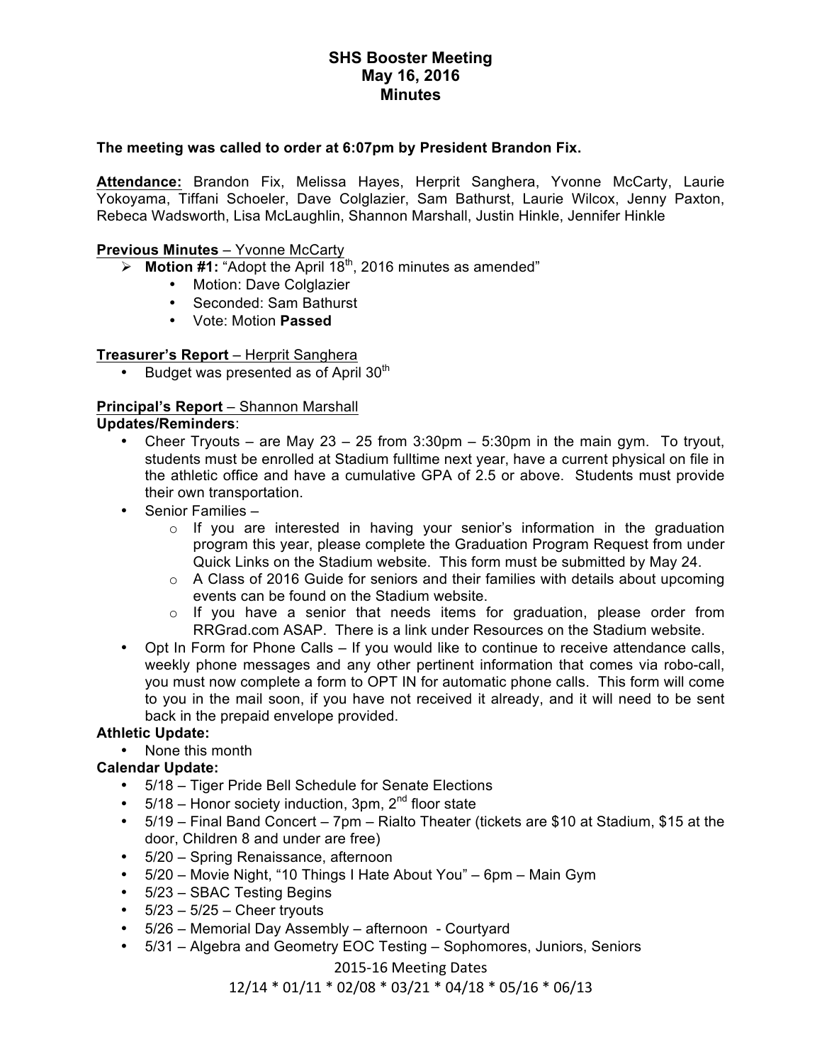# SHS Booster Meeting
## May 16, 2016
## Minutes

**The meeting was called to order at 6:07pm by President Brandon Fix.**

**Attendance:** Brandon Fix, Melissa Hayes, Herprit Sanghera, Yvonne McCarty, Laurie Yokoyama, Tiffani Schoeler, Dave Colglazier, Sam Bathurst, Laurie Wilcox, Jenny Paxton, Rebeca Wadsworth, Lisa McLaughlin, Shannon Marshall, Justin Hinkle, Jennifer Hinkle

**Previous Minutes** – Yvonne McCarty

- **Motion #1:** "Adopt the April 18th, 2016 minutes as amended"
  - Motion: Dave Colglazier
  - Seconded: Sam Bathurst
  - Vote: Motion **Passed**

**Treasurer's Report** – Herprit Sanghera

- Budget was presented as of April 30th

**Principal's Report** – Shannon Marshall

**Updates/Reminders**:

- Cheer Tryouts – are May 23 – 25 from 3:30pm – 5:30pm in the main gym. To tryout, students must be enrolled at Stadium fulltime next year, have a current physical on file in the athletic office and have a cumulative GPA of 2.5 or above. Students must provide their own transportation.
- Senior Families –
  - If you are interested in having your senior's information in the graduation program this year, please complete the Graduation Program Request from under Quick Links on the Stadium website. This form must be submitted by May 24.
  - A Class of 2016 Guide for seniors and their families with details about upcoming events can be found on the Stadium website.
  - If you have a senior that needs items for graduation, please order from RRGrad.com ASAP. There is a link under Resources on the Stadium website.
- Opt In Form for Phone Calls – If you would like to continue to receive attendance calls, weekly phone messages and any other pertinent information that comes via robo-call, you must now complete a form to OPT IN for automatic phone calls. This form will come to you in the mail soon, if you have not received it already, and it will need to be sent back in the prepaid envelope provided.

**Athletic Update:**

- None this month

**Calendar Update:**

- 5/18 – Tiger Pride Bell Schedule for Senate Elections
- 5/18 – Honor society induction, 3pm, 2nd floor state
- 5/19 – Final Band Concert – 7pm – Rialto Theater (tickets are $10 at Stadium, $15 at the door, Children 8 and under are free)
- 5/20 – Spring Renaissance, afternoon
- 5/20 – Movie Night, "10 Things I Hate About You" – 6pm – Main Gym
- 5/23 – SBAC Testing Begins
- 5/23 – 5/25 – Cheer tryouts
- 5/26 – Memorial Day Assembly – afternoon - Courtyard
- 5/31 – Algebra and Geometry EOC Testing – Sophomores, Juniors, Seniors

2015-16 Meeting Dates
12/14 * 01/11 * 02/08 * 03/21 * 04/18 * 05/16 * 06/13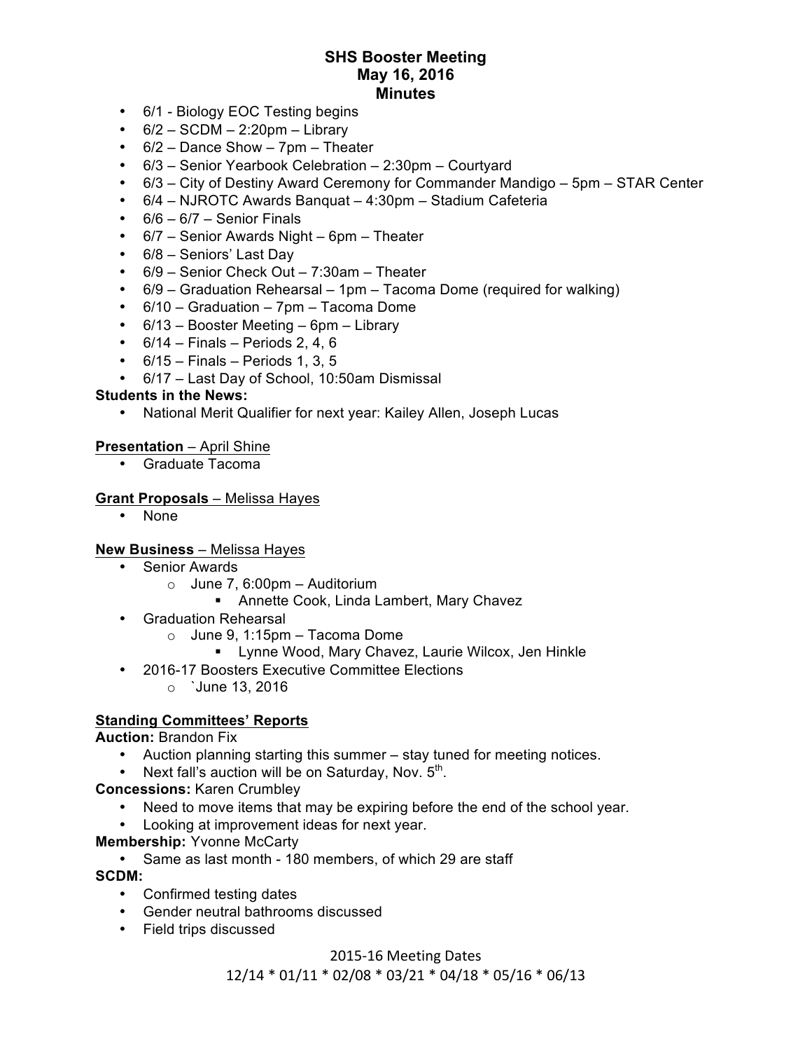### SHS Booster Meeting
### May 16, 2016
### Minutes

- 6/1 - Biology EOC Testing begins
- 6/2 – SCDM – 2:20pm – Library
- 6/2 – Dance Show – 7pm – Theater
- 6/3 – Senior Yearbook Celebration – 2:30pm – Courtyard
- 6/3 – City of Destiny Award Ceremony for Commander Mandigo – 5pm – STAR Center
- 6/4 – NJROTC Awards Banquat – 4:30pm – Stadium Cafeteria
- 6/6 – 6/7 – Senior Finals
- 6/7 – Senior Awards Night – 6pm – Theater
- 6/8 – Seniors' Last Day
- 6/9 – Senior Check Out – 7:30am – Theater
- 6/9 – Graduation Rehearsal – 1pm – Tacoma Dome (required for walking)
- 6/10 – Graduation – 7pm – Tacoma Dome
- 6/13 – Booster Meeting – 6pm – Library
- 6/14 – Finals – Periods 2, 4, 6
- 6/15 – Finals – Periods 1, 3, 5
- 6/17 – Last Day of School, 10:50am Dismissal

**Students in the News:**

- National Merit Qualifier for next year: Kailey Allen, Joseph Lucas

**Presentation** – April Shine

- Graduate Tacoma

**Grant Proposals** – Melissa Hayes

- None

**New Business** – Melissa Hayes

- Senior Awards
  - June 7, 6:00pm – Auditorium
    - Annette Cook, Linda Lambert, Mary Chavez
- Graduation Rehearsal
  - June 9, 1:15pm – Tacoma Dome
    - Lynne Wood, Mary Chavez, Laurie Wilcox, Jen Hinkle
- 2016-17 Boosters Executive Committee Elections
  - `June 13, 2016

**Standing Committees' Reports**

**Auction:** Brandon Fix

- Auction planning starting this summer – stay tuned for meeting notices.
- Next fall's auction will be on Saturday, Nov. 5th.

**Concessions:** Karen Crumbley

- Need to move items that may be expiring before the end of the school year.
- Looking at improvement ideas for next year.

**Membership:** Yvonne McCarty

- Same as last month - 180 members, of which 29 are staff

**SCDM:**

- Confirmed testing dates
- Gender neutral bathrooms discussed
- Field trips discussed

2015-16 Meeting Dates
12/14 * 01/11 * 02/08 * 03/21 * 04/18 * 05/16 * 06/13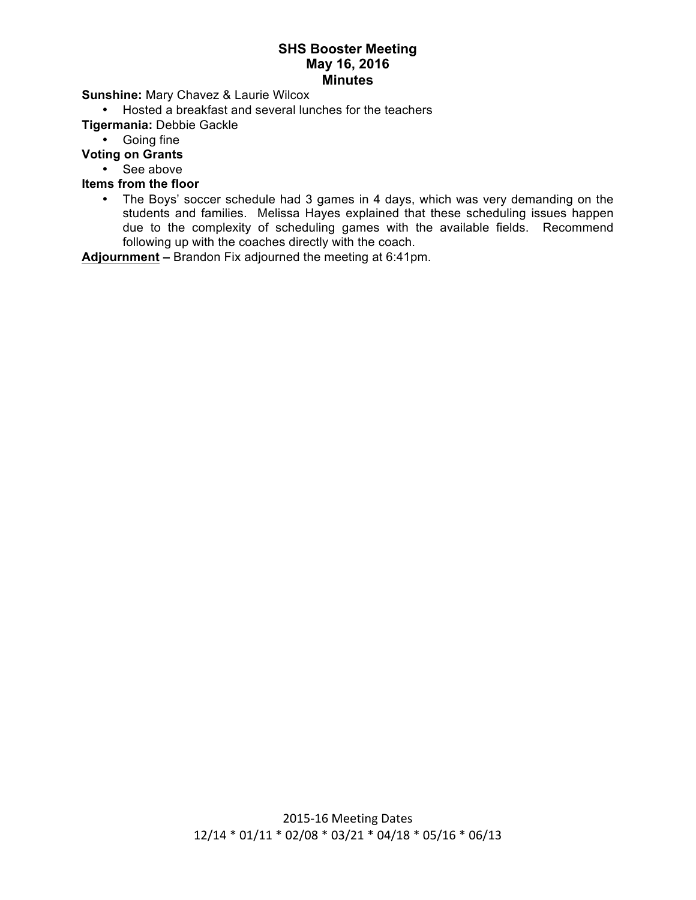**Sunshine:** Mary Chavez & Laurie Wilcox

- Hosted a breakfast and several lunches for the teachers

**Tigermania:** Debbie Gackle

- Going fine

**Voting on Grants**

- See above

**Items from the floor**

- The Boys' soccer schedule had 3 games in 4 days, which was very demanding on the students and families. Melissa Hayes explained that these scheduling issues happen due to the complexity of scheduling games with the available fields. Recommend following up with the coaches directly with the coach.

**<u>Adjournment</u> –** Brandon Fix adjourned the meeting at 6:41pm.